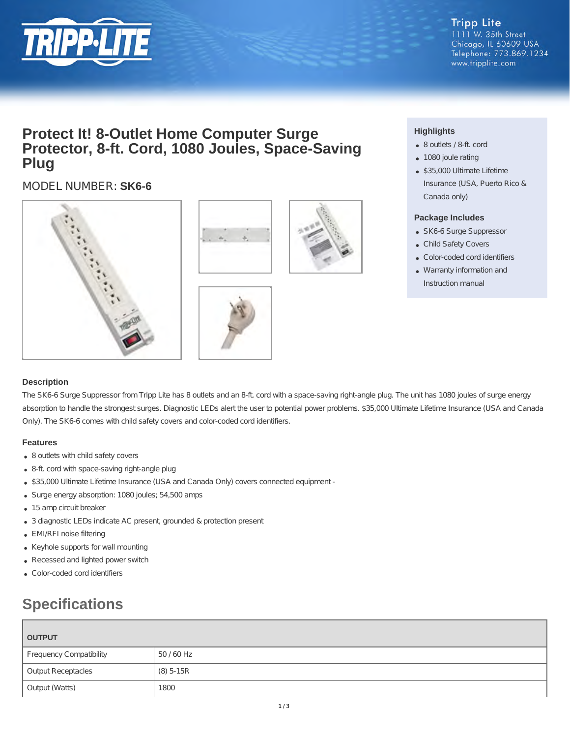Tripp Lite
1111 W. 35th Street
Chicago, IL 60609 USA
Telephone: 773.869.1234
www.tripplite.com

# Protect It! 8-Outlet Home Computer Surge Protector, 8-ft. Cord, 1080 Joules, Space-Saving Plug

MODEL NUMBER: **SK6-6**

### Highlights

- 8 outlets / 8-ft. cord
- 1080 joule rating
- $35,000 Ultimate Lifetime Insurance (USA, Puerto Rico & Canada only)

### Package Includes

- SK6-6 Surge Suppressor
- Child Safety Covers
- Color-coded cord identifiers
- Warranty information and Instruction manual

### Description

The SK6-6 Surge Suppressor from Tripp Lite has 8 outlets and an 8-ft. cord with a space-saving right-angle plug. The unit has 1080 joules of surge energy absorption to handle the strongest surges. Diagnostic LEDs alert the user to potential power problems. $35,000 Ultimate Lifetime Insurance (USA and Canada Only). The SK6-6 comes with child safety covers and color-coded cord identifiers.

### Features

- 8 outlets with child safety covers
- 8-ft. cord with space-saving right-angle plug
- $35,000 Ultimate Lifetime Insurance (USA and Canada Only) covers connected equipment -
- Surge energy absorption: 1080 joules; 54,500 amps
- 15 amp circuit breaker
- 3 diagnostic LEDs indicate AC present, grounded & protection present
- EMI/RFI noise filtering
- Keyhole supports for wall mounting
- Recessed and lighted power switch
- Color-coded cord identifiers

## Specifications

| OUTPUT | |
|---|---|
| Frequency Compatibility | 50 / 60 Hz |
| Output Receptacles | (8) 5-15R |
| Output (Watts) | 1800 |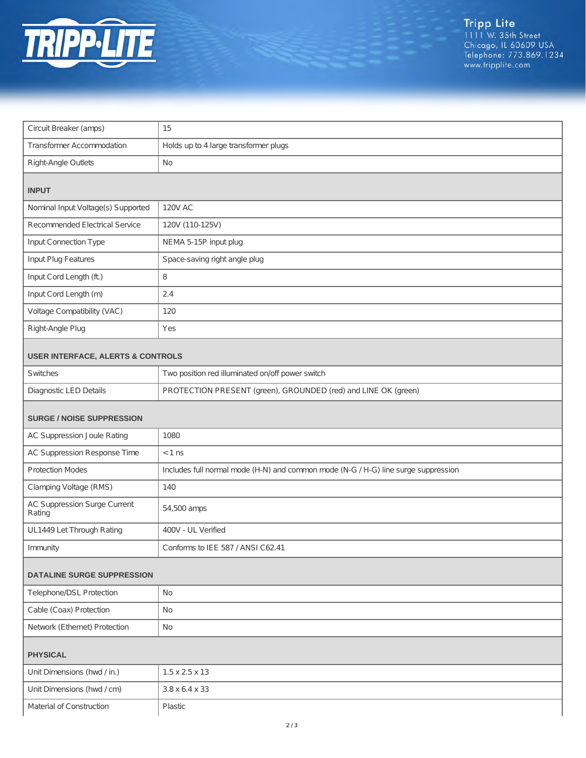| | |
|---|---|
| Circuit Breaker (amps) | 15 |
| Transformer Accommodation | Holds up to 4 large transformer plugs |
| Right-Angle Outlets | No |
| **INPUT** | |
| Nominal Input Voltage(s) Supported | 120V AC |
| Recommended Electrical Service | 120V (110-125V) |
| Input Connection Type | NEMA 5-15P input plug |
| Input Plug Features | Space-saving right angle plug |
| Input Cord Length (ft.) | 8 |
| Input Cord Length (m) | 2.4 |
| Voltage Compatibility (VAC) | 120 |
| Right-Angle Plug | Yes |
| **USER INTERFACE, ALERTS & CONTROLS** | |
| Switches | Two position red illuminated on/off power switch |
| Diagnostic LED Details | PROTECTION PRESENT (green), GROUNDED (red) and LINE OK (green) |
| **SURGE / NOISE SUPPRESSION** | |
| AC Suppression Joule Rating | 1080 |
| AC Suppression Response Time | < 1 ns |
| Protection Modes | Includes full normal mode (H-N) and common mode (N-G / H-G) line surge suppression |
| Clamping Voltage (RMS) | 140 |
| AC Suppression Surge Current Rating | 54,500 amps |
| UL1449 Let Through Rating | 400V - UL Verified |
| Immunity | Conforms to IEE 587 / ANSI C62.41 |
| **DATALINE SURGE SUPPRESSION** | |
| Telephone/DSL Protection | No |
| Cable (Coax) Protection | No |
| Network (Ethernet) Protection | No |
| **PHYSICAL** | |
| Unit Dimensions (hwd / in.) | 1.5 x 2.5 x 13 |
| Unit Dimensions (hwd / cm) | 3.8 x 6.4 x 33 |
| Material of Construction | Plastic |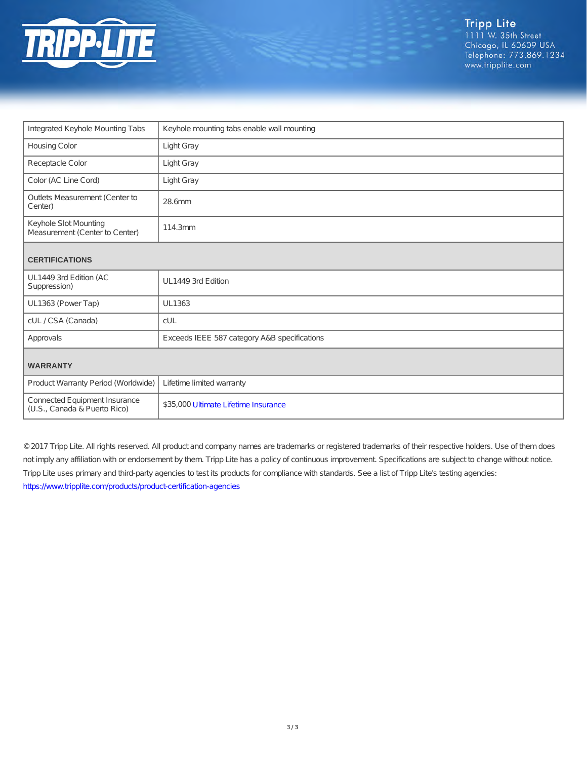| | |
|---|---|
| Integrated Keyhole Mounting Tabs | Keyhole mounting tabs enable wall mounting |
| Housing Color | Light Gray |
| Receptacle Color | Light Gray |
| Color (AC Line Cord) | Light Gray |
| Outlets Measurement (Center to Center) | 28.6mm |
| Keyhole Slot Mounting Measurement (Center to Center) | 114.3mm |
| **CERTIFICATIONS** | |
| UL1449 3rd Edition (AC Suppression) | UL1449 3rd Edition |
| UL1363 (Power Tap) | UL1363 |
| cUL / CSA (Canada) | cUL |
| Approvals | Exceeds IEEE 587 category A&B specifications |
| **WARRANTY** | |
| Product Warranty Period (Worldwide) | Lifetime limited warranty |
| Connected Equipment Insurance (U.S., Canada & Puerto Rico) | $35,000 Ultimate Lifetime Insurance |

© 2017 Tripp Lite. All rights reserved. All product and company names are trademarks or registered trademarks of their respective holders. Use of them does not imply any affiliation with or endorsement by them. Tripp Lite has a policy of continuous improvement. Specifications are subject to change without notice. Tripp Lite uses primary and third-party agencies to test its products for compliance with standards. See a list of Tripp Lite's testing agencies: https://www.tripplite.com/products/product-certification-agencies